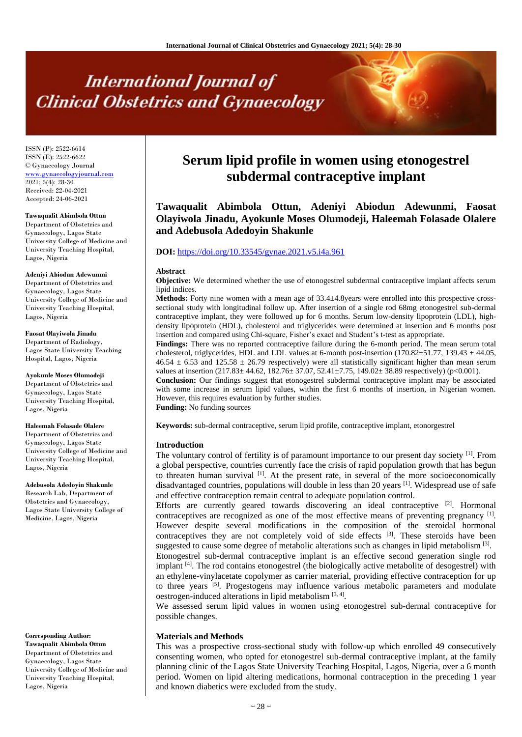ISSN (P): 2522-6614
ISSN (E): 2522-6622
© Gynaecology Journal
www.gynaecologyjournal.com
2021; 5(4): 28-30
Received: 22-04-2021
Accepted: 24-06-2021

**Tawaqualit Abimbola Ottun**
Department of Obstetrics and Gynaecology, Lagos State University College of Medicine and University Teaching Hospital, Lagos, Nigeria

**Adeniyi Abiodun Adewunmi**
Department of Obstetrics and Gynaecology, Lagos State University College of Medicine and University Teaching Hospital, Lagos, Nigeria

**Faosat Olayiwola Jinadu**
Department of Radiology, Lagos State University Teaching Hospital, Lagos, Nigeria

**Ayokunle Moses Olumodeji**
Department of Obstetrics and Gynaecology, Lagos State University Teaching Hospital, Lagos, Nigeria

**Haleemah Folasade Olalere**
Department of Obstetrics and Gynaecology, Lagos State University College of Medicine and University Teaching Hospital, Lagos, Nigeria

**Adebusola Adedoyin Shakunle**
Research Lab, Department of Obstetrics and Gynaecology, Lagos State University College of Medicine, Lagos, Nigeria

**Corresponding Author:**
**Tawaqualit Abimbola Ottun**
Department of Obstetrics and Gynaecology, Lagos State University College of Medicine and University Teaching Hospital, Lagos, Nigeria

# Serum lipid profile in women using etonogestrel subdermal contraceptive implant

**Tawaqualit Abimbola Ottun, Adeniyi Abiodun Adewunmi, Faosat Olayiwola Jinadu, Ayokunle Moses Olumodeji, Haleemah Folasade Olalere and Adebusola Adedoyin Shakunle**

**DOI:** https://doi.org/10.33545/gynae.2021.v5.i4a.961

## Abstract

**Objective:** We determined whether the use of etonogestrel subdermal contraceptive implant affects serum lipid indices.

**Methods:** Forty nine women with a mean age of 33.4±4.8years were enrolled into this prospective cross-sectional study with longitudinal follow up. After insertion of a single rod 68mg etonogestrel sub-dermal contraceptive implant, they were followed up for 6 months. Serum low-density lipoprotein (LDL), high-density lipoprotein (HDL), cholesterol and triglycerides were determined at insertion and 6 months post insertion and compared using Chi-square, Fisher's exact and Student's t-test as appropriate.

**Findings:** There was no reported contraceptive failure during the 6-month period. The mean serum total cholesterol, triglycerides, HDL and LDL values at 6-month post-insertion (170.82±51.77, 139.43 ± 44.05, 46.54 ± 6.53 and 125.58 ± 26.79 respectively) were all statistically significant higher than mean serum values at insertion (217.83± 44.62, 182.76± 37.07, 52.41±7.75, 149.02± 38.89 respectively) ($p<0.001$).

**Conclusion:** Our findings suggest that etonogestrel subdermal contraceptive implant may be associated with some increase in serum lipid values, within the first 6 months of insertion, in Nigerian women. However, this requires evaluation by further studies.

**Funding:** No funding sources

**Keywords:** sub-dermal contraceptive, serum lipid profile, contraceptive implant, etonorgestrel

## Introduction

The voluntary control of fertility is of paramount importance to our present day society [1]. From a global perspective, countries currently face the crisis of rapid population growth that has begun to threaten human survival [1]. At the present rate, in several of the more socioeconomically disadvantaged countries, populations will double in less than 20 years [1]. Widespread use of safe and effective contraception remain central to adequate population control.

Efforts are currently geared towards discovering an ideal contraceptive [2]. Hormonal contraceptives are recognized as one of the most effective means of preventing pregnancy [1]. However despite several modifications in the composition of the steroidal hormonal contraceptives they are not completely void of side effects [3]. These steroids have been suggested to cause some degree of metabolic alterations such as changes in lipid metabolism [3].

Etonogestrel sub-dermal contraceptive implant is an effective second generation single rod implant [4]. The rod contains etonogestrel (the biologically active metabolite of desogestrel) with an ethylene-vinylacetate copolymer as carrier material, providing effective contraception for up to three years [5]. Progestogens may influence various metabolic parameters and modulate oestrogen-induced alterations in lipid metabolism [3, 4].

We assessed serum lipid values in women using etonogestrel sub-dermal contraceptive for possible changes.

## Materials and Methods

This was a prospective cross-sectional study with follow-up which enrolled 49 consecutively consenting women, who opted for etonogestrel sub-dermal contraceptive implant, at the family planning clinic of the Lagos State University Teaching Hospital, Lagos, Nigeria, over a 6 month period. Women on lipid altering medications, hormonal contraception in the preceding 1 year and known diabetics were excluded from the study.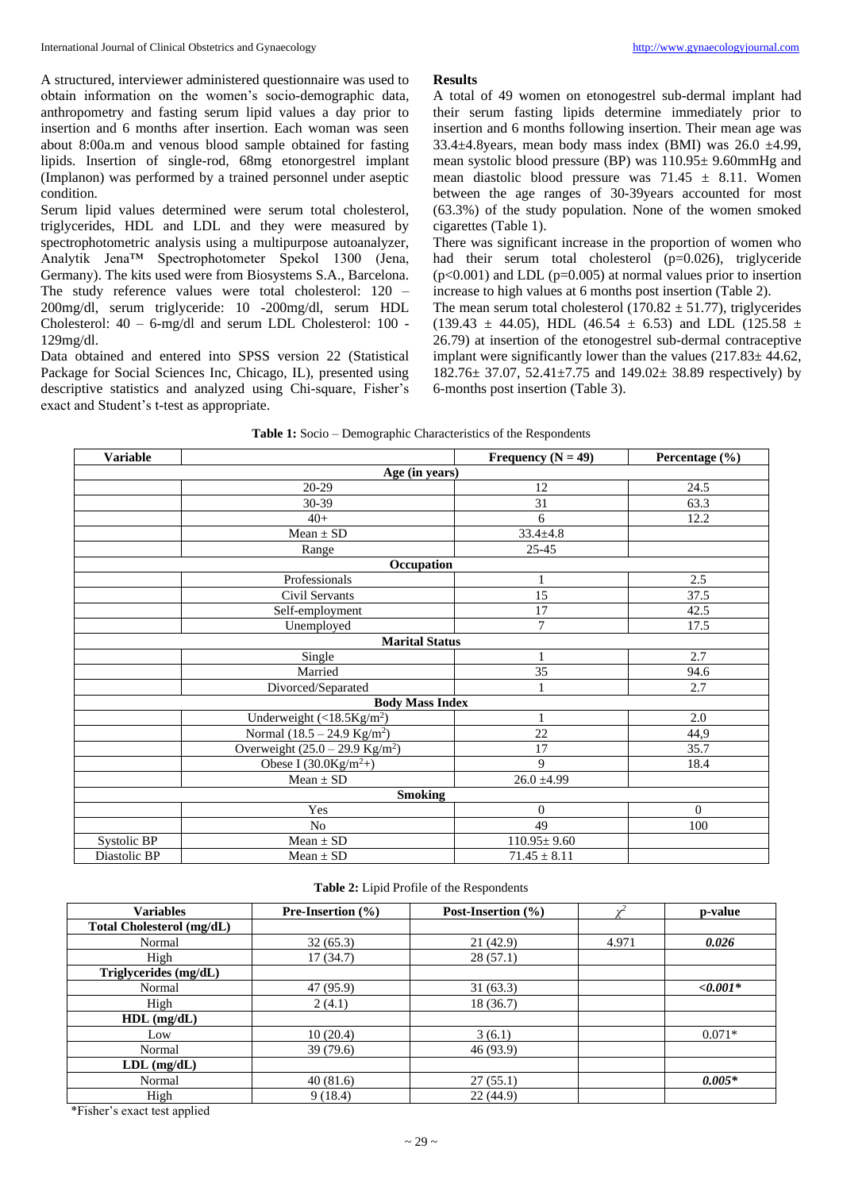A structured, interviewer administered questionnaire was used to obtain information on the women's socio-demographic data, anthropometry and fasting serum lipid values a day prior to insertion and 6 months after insertion. Each woman was seen about 8:00a.m and venous blood sample obtained for fasting lipids. Insertion of single-rod, 68mg etonorgestrel implant (Implanon) was performed by a trained personnel under aseptic condition.

Serum lipid values determined were serum total cholesterol, triglycerides, HDL and LDL and they were measured by spectrophotometric analysis using a multipurpose autoanalyzer, Analytik Jena™ Spectrophotometer Spekol 1300 (Jena, Germany). The kits used were from Biosystems S.A., Barcelona. The study reference values were total cholesterol: 120 – 200mg/dl, serum triglyceride: 10 -200mg/dl, serum HDL Cholesterol: 40 – 6-mg/dl and serum LDL Cholesterol: 100 - 129mg/dl.

Data obtained and entered into SPSS version 22 (Statistical Package for Social Sciences Inc, Chicago, IL), presented using descriptive statistics and analyzed using Chi-square, Fisher's exact and Student's t-test as appropriate.

## Results

A total of 49 women on etonogestrel sub-dermal implant had their serum fasting lipids determine immediately prior to insertion and 6 months following insertion. Their mean age was 33.4±4.8years, mean body mass index (BMI) was 26.0 ±4.99, mean systolic blood pressure (BP) was 110.95± 9.60mmHg and mean diastolic blood pressure was 71.45 ± 8.11. Women between the age ranges of 30-39years accounted for most (63.3%) of the study population. None of the women smoked cigarettes (Table 1).

There was significant increase in the proportion of women who had their serum total cholesterol (p=0.026), triglyceride (p<0.001) and LDL (p=0.005) at normal values prior to insertion increase to high values at 6 months post insertion (Table 2).

The mean serum total cholesterol (170.82 ± 51.77), triglycerides (139.43 ± 44.05), HDL (46.54 ± 6.53) and LDL (125.58 ± 26.79) at insertion of the etonogestrel sub-dermal contraceptive implant were significantly lower than the values (217.83± 44.62, 182.76± 37.07, 52.41±7.75 and 149.02± 38.89 respectively) by 6-months post insertion (Table 3).

**Table 1:** Socio – Demographic Characteristics of the Respondents

| Variable | | Frequency (N = 49) | Percentage (%) |
|---|---|---|---|
| **Age (in years)** | | | |
| | 20-29 | 12 | 24.5 |
| | 30-39 | 31 | 63.3 |
| | 40+ | 6 | 12.2 |
| | Mean ± SD | 33.4±4.8 | |
| | Range | 25-45 | |
| **Occupation** | | | |
| | Professionals | 1 | 2.5 |
| | Civil Servants | 15 | 37.5 |
| | Self-employment | 17 | 42.5 |
| | Unemployed | 7 | 17.5 |
| **Marital Status** | | | |
| | Single | 1 | 2.7 |
| | Married | 35 | 94.6 |
| | Divorced/Separated | 1 | 2.7 |
| **Body Mass Index** | | | |
| | Underweight (<18.5Kg/m$^2$) | 1 | 2.0 |
| | Normal (18.5 – 24.9 Kg/m$^2$) | 22 | 44,9 |
| | Overweight (25.0 – 29.9 Kg/m$^2$) | 17 | 35.7 |
| | Obese I (30.0Kg/m$^2$+) | 9 | 18.4 |
| | Mean ± SD | 26.0 ±4.99 | |
| **Smoking** | | | |
| | Yes | 0 | 0 |
| | No | 49 | 100 |
| Systolic BP | Mean ± SD | 110.95± 9.60 | |
| Diastolic BP | Mean ± SD | 71.45 ± 8.11 | |

**Table 2:** Lipid Profile of the Respondents

| Variables | Pre-Insertion (%) | Post-Insertion (%) | $\chi^2$ | p-value |
|---|---|---|---|---|
| **Total Cholesterol (mg/dL)** | | | | |
| Normal | 32 (65.3) | 21 (42.9) | 4.971 | ***0.026*** |
| High | 17 (34.7) | 28 (57.1) | | |
| **Triglycerides (mg/dL)** | | | | |
| Normal | 47 (95.9) | 31 (63.3) | | ***<0.001**** |
| High | 2 (4.1) | 18 (36.7) | | |
| **HDL (mg/dL)** | | | | |
| Low | 10 (20.4) | 3 (6.1) | | 0.071* |
| Normal | 39 (79.6) | 46 (93.9) | | |
| **LDL (mg/dL)** | | | | |
| Normal | 40 (81.6) | 27 (55.1) | | ***0.005**** |
| High | 9 (18.4) | 22 (44.9) | | |

*Fisher's exact test applied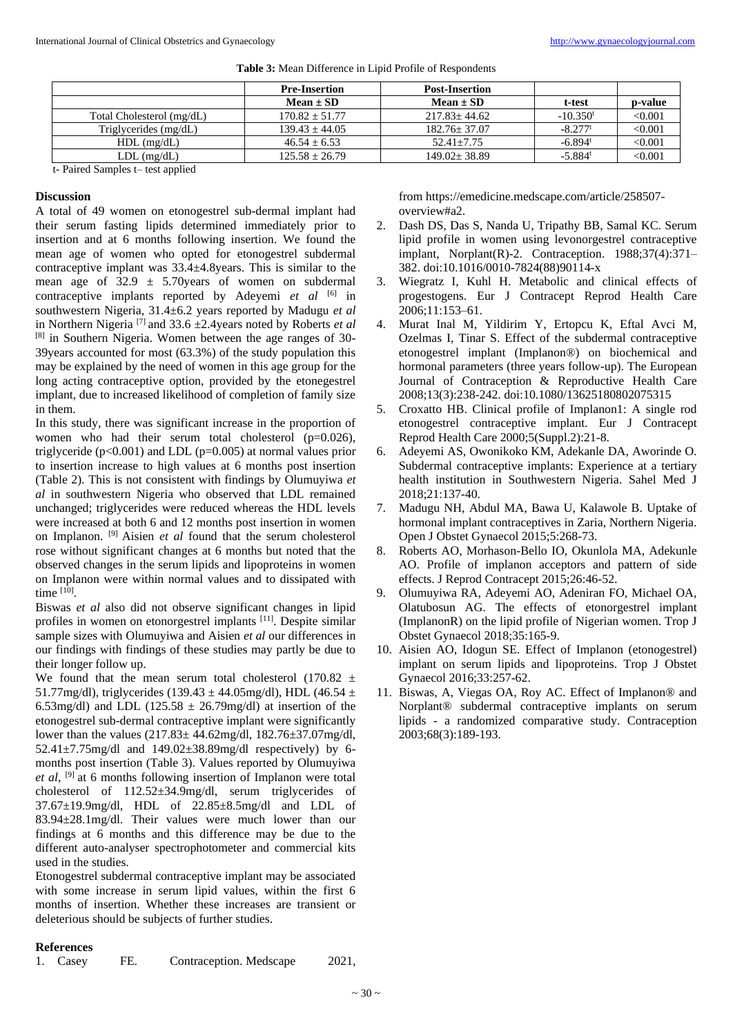**Table 3:** Mean Difference in Lipid Profile of Respondents

| | Pre-Insertion | Post-Insertion | | |
|---|---|---|---|---|
| | Mean ± SD | Mean ± SD | t-test | p-value |
| Total Cholesterol (mg/dL) | 170.82 ± 51.77 | 217.83± 44.62 | -10.350[t] | <0.001 |
| Triglycerides (mg/dL) | 139.43 ± 44.05 | 182.76± 37.07 | -8.277[t] | <0.001 |
| HDL (mg/dL) | 46.54 ± 6.53 | 52.41±7.75 | -6.894[t] | <0.001 |
| LDL (mg/dL) | 125.58 ± 26.79 | 149.02± 38.89 | -5.884[t] | <0.001 |

t- Paired Samples t– test applied

## Discussion

A total of 49 women on etonogestrel sub-dermal implant had their serum fasting lipids determined immediately prior to insertion and at 6 months following insertion. We found the mean age of women who opted for etonogestrel subdermal contraceptive implant was 33.4±4.8years. This is similar to the mean age of 32.9 ± 5.70years of women on subdermal contraceptive implants reported by Adeyemi *et al* [6] in southwestern Nigeria, 31.4±6.2 years reported by Madugu *et al* in Northern Nigeria [7] and 33.6 ±2.4years noted by Roberts *et al* [8] in Southern Nigeria. Women between the age ranges of 30-39years accounted for most (63.3%) of the study population this may be explained by the need of women in this age group for the long acting contraceptive option, provided by the etonegestrel implant, due to increased likelihood of completion of family size in them.

In this study, there was significant increase in the proportion of women who had their serum total cholesterol (p=0.026), triglyceride (p<0.001) and LDL (p=0.005) at normal values prior to insertion increase to high values at 6 months post insertion (Table 2). This is not consistent with findings by Olumuyiwa *et al* in southwestern Nigeria who observed that LDL remained unchanged; triglycerides were reduced whereas the HDL levels were increased at both 6 and 12 months post insertion in women on Implanon. [9] Aisien *et al* found that the serum cholesterol rose without significant changes at 6 months but noted that the observed changes in the serum lipids and lipoproteins in women on Implanon were within normal values and to dissipated with time [10].

Biswas *et al* also did not observe significant changes in lipid profiles in women on etonorgestrel implants [11]. Despite similar sample sizes with Olumuyiwa and Aisien *et al* our differences in our findings with findings of these studies may be due to their longer follow up.

We found that the mean serum total cholesterol (170.82 ± 51.77mg/dl), triglycerides (139.43 ± 44.05mg/dl), HDL (46.54 ± 6.53mg/dl) and LDL (125.58 ± 26.79mg/dl) at insertion of the etonogestrel sub-dermal contraceptive implant were significantly lower than the values (217.83± 44.62mg/dl, 182.76±37.07mg/dl, 52.41±7.75mg/dl and 149.02±38.89mg/dl respectively) by 6-months post insertion (Table 3). Values reported by Olumuyiwa *et al*, [9] at 6 months following insertion of Implanon were total cholesterol of 112.52±34.9mg/dl, serum triglycerides of 37.67±19.9mg/dl, HDL of 22.85±8.5mg/dl and LDL of 83.94±28.1mg/dl. Their values were much lower than our findings at 6 months and this difference may be due to the different auto-analyser spectrophotometer and commercial kits used in the studies.

Etonogestrel subdermal contraceptive implant may be associated with some increase in serum lipid values, within the first 6 months of insertion. Whether these increases are transient or deleterious should be subjects of further studies.

## References

1. Casey FE. Contraception. Medscape 2021, from https://emedicine.medscape.com/article/258507-overview#a2.
2. Dash DS, Das S, Nanda U, Tripathy BB, Samal KC. Serum lipid profile in women using levonorgestrel contraceptive implant, Norplant(R)-2. Contraception. 1988;37(4):371–382. doi:10.1016/0010-7824(88)90114-x
3. Wiegratz I, Kuhl H. Metabolic and clinical effects of progestogens. Eur J Contracept Reprod Health Care 2006;11:153–61.
4. Murat Inal M, Yildirim Y, Ertopcu K, Eftal Avci M, Ozelmas I, Tinar S. Effect of the subdermal contraceptive etonogestrel implant (Implanon®) on biochemical and hormonal parameters (three years follow-up). The European Journal of Contraception & Reproductive Health Care 2008;13(3):238-242. doi:10.1080/13625180802075315
5. Croxatto HB. Clinical profile of Implanon1: A single rod etonogestrel contraceptive implant. Eur J Contracept Reprod Health Care 2000;5(Suppl.2):21-8.
6. Adeyemi AS, Owonikoko KM, Adekanle DA, Aworinde O. Subdermal contraceptive implants: Experience at a tertiary health institution in Southwestern Nigeria. Sahel Med J 2018;21:137-40.
7. Madugu NH, Abdul MA, Bawa U, Kalawole B. Uptake of hormonal implant contraceptives in Zaria, Northern Nigeria. Open J Obstet Gynaecol 2015;5:268-73.
8. Roberts AO, Morhason-Bello IO, Okunlola MA, Adekunle AO. Profile of implanon acceptors and pattern of side effects. J Reprod Contracept 2015;26:46-52.
9. Olumuyiwa RA, Adeyemi AO, Adeniran FO, Michael OA, Olatubosun AG. The effects of etonorgestrel implant (ImplanonR) on the lipid profile of Nigerian women. Trop J Obstet Gynaecol 2018;35:165-9.
10. Aisien AO, Idogun SE. Effect of Implanon (etonogestrel) implant on serum lipids and lipoproteins. Trop J Obstet Gynaecol 2016;33:257-62.
11. Biswas, A, Viegas OA, Roy AC. Effect of Implanon® and Norplant® subdermal contraceptive implants on serum lipids - a randomized comparative study. Contraception 2003;68(3):189-193.